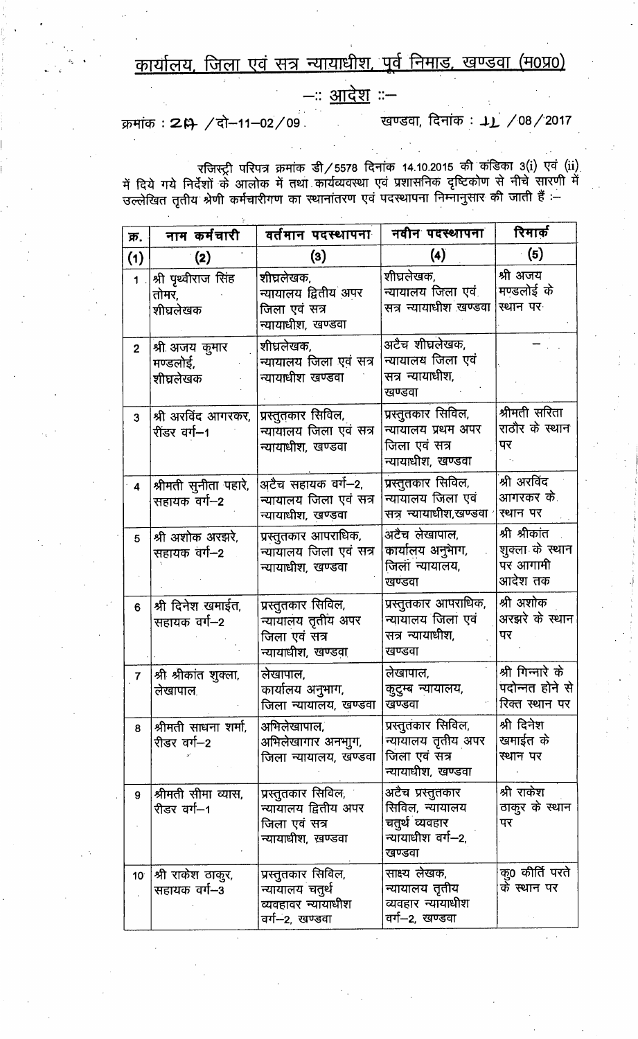# कार्यालय, जिला एवं सत्र न्यायाधीश, पूर्व निमाड, खण्डवा (म0प्र0)

## –:: आदेश ::–

क्रमांक : 217 /दो–11–02/09 &nbsp;&nbsp;&nbsp;&nbsp;&nbsp;&nbsp;&nbsp;&nbsp; खण्डवा, दिनांक : 11 /08/2017

रजिस्ट्री परिपत्र क्रमांक डी/5578 दिनांक 14.10.2015 की कंडिका 3(i) एवं (ii) में दिये गये निर्देशों के आलोक में तथा कार्यव्यवस्था एवं प्रशासनिक दृष्टिकोण से नीचे सारणी में उल्लेखित तृतीय श्रेणी कर्मचारीगण का स्थानांतरण एवं पदस्थापना निम्नानुसार की जाती हैं :–

| क्र. | नाम कर्मचारी | वर्तमान पदस्थापना | नवीन पदस्थापना | रिमार्क |
|---|---|---|---|---|
| (1) | (2) | (3) | (4) | (5) |
| 1 | श्री पृथ्वीराज सिंह तोमर, शीघ्रलेखक | शीघ्रलेखक, न्यायालय द्वितीय अपर जिला एवं सत्र न्यायाधीश, खण्डवा | शीघ्रलेखक, न्यायालय जिला एवं सत्र न्यायाधीश खण्डवा | श्री अजय मण्डलोई के स्थान पर |
| 2 | श्री अजय कुमार मण्डलोई, शीघ्रलेखक | शीघ्रलेखक, न्यायालय जिला एवं सत्र न्यायाधीश खण्डवा | अटैच शीघ्रलेखक, न्यायालय जिला एवं सत्र न्यायाधीश, खण्डवा | — |
| 3 | श्री अरविंद आगरकर, रीडर वर्ग–1 | प्रस्तुतकार सिविल, न्यायालय जिला एवं सत्र न्यायाधीश, खण्डवा | प्रस्तुतकार सिविल, न्यायालय प्रथम अपर जिला एवं सत्र न्यायाधीश, खण्डवा | श्रीमती सरिता राठौर के स्थान पर |
| 4 | श्रीमती सुनीता पहारे, सहायक वर्ग–2 | अटैच सहायक वर्ग–2, न्यायालय जिला एवं सत्र न्यायाधीश, खण्डवा | प्रस्तुतकार सिविल, न्यायालय जिला एवं सत्र न्यायाधीश,खण्डवा | श्री अरविंद आगरकर के स्थान पर |
| 5 | श्री अशोक अरझरे, सहायक वर्ग–2 | प्रस्तुतकार आपराधिक, न्यायालय जिला एवं सत्र न्यायाधीश, खण्डवा | अटैच लेखापाल, कार्यालय अनुभाग, जिला न्यायालय, खण्डवा | श्री श्रीकांत शुक्ला के स्थान पर आगामी आदेश तक |
| 6 | श्री दिनेश खमाईत, सहायक वर्ग–2 | प्रस्तुतकार सिविल, न्यायालय तृतीय अपर जिला एवं सत्र न्यायाधीश, खण्डवा | प्रस्तुतकार आपराधिक, न्यायालय जिला एवं सत्र न्यायाधीश, खण्डवा | श्री अशोक अरझरे के स्थान पर |
| 7 | श्री श्रीकांत शुक्ला, लेखापाल | लेखापाल, कार्यालय अनुभाग, जिला न्यायालय, खण्डवा | लेखापाल, कुटुम्ब न्यायालय, खण्डवा | श्री गिन्नारे के पदोन्नत होने से रिक्त स्थान पर |
| 8 | श्रीमती साधना शर्मा, रीडर वर्ग–2 | अभिलेखापाल, अभिलेखागार अनभुाग, जिला न्यायालय, खण्डवा | प्रस्तुतकार सिविल, न्यायालय तृतीय अपर जिला एवं सत्र न्यायाधीश, खण्डवा | श्री दिनेश खमाईत के स्थान पर |
| 9 | श्रीमती सीमा व्यास, रीडर वर्ग–1 | प्रस्तुतकार सिविल, न्यायालय द्वितीय अपर जिला एवं सत्र न्यायाधीश, खण्डवा | अटैच प्रस्तुतकार सिविल, न्यायालय चतुर्थ व्यवहार न्यायाधीश वर्ग–2, खण्डवा | श्री राकेश ठाकुर के स्थान पर |
| 10 | श्री राकेश ठाकुर, सहायक वर्ग–3 | प्रस्तुतकार सिविल, न्यायालय चतुर्थ व्यवहावर न्यायाधीश वर्ग–2, खण्डवा | साक्ष्य लेखक, न्यायालय तृतीय व्यवहार न्यायाधीश वर्ग–2, खण्डवा | कु0 कीर्ति परते के स्थान पर |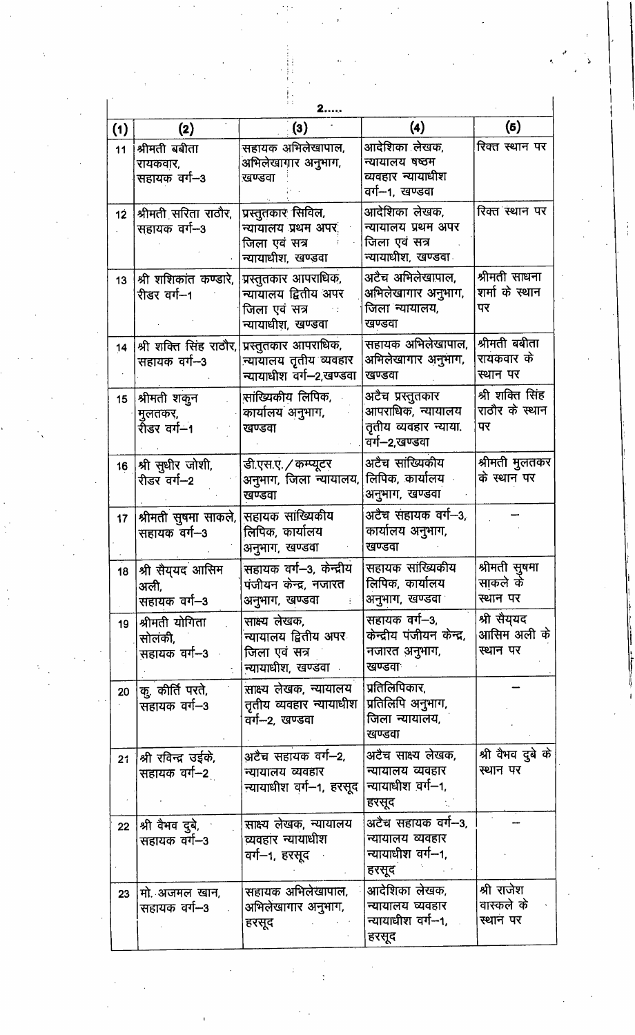| (1) | (2) | (3) | (4) | (5) |
|---|---|---|---|---|
| 11 | श्रीमती बबीता रायकवार, सहायक वर्ग–3 | सहायक अभिलेखापाल, अभिलेखागार अनुभाग, खण्डवा | आदेशिका लेखक, न्यायालय षष्ठम व्यवहार न्यायाधीश वर्ग–1, खण्डवा | रिक्त स्थान पर |
| 12 | श्रीमती सरिता राठौर, सहायक वर्ग–3 | प्रस्तुतकार सिविल, न्यायालय प्रथम अपर जिला एवं सत्र न्यायाधीश, खण्डवा | आदेशिका लेखक, न्यायालय प्रथम अपर जिला एवं सत्र न्यायाधीश, खण्डवा | रिक्त स्थान पर |
| 13 | श्री शशिकांत कण्डारे, रीडर वर्ग–1 | प्रस्तुतकार आपराधिक, न्यायालय द्वितीय अपर जिला एवं सत्र न्यायाधीश, खण्डवा | अटैच अभिलेखापाल, अभिलेखागार अनुभाग, जिला न्यायालय, खण्डवा | श्रीमती साधना शर्मा के स्थान पर |
| 14 | श्री शक्ति सिंह राठौर, सहायक वर्ग–3 | प्रस्तुतकार आपराधिक, न्यायालय तृतीय व्यवहार न्यायाधीश वर्ग–2,खण्डवा | सहायक अभिलेखापाल, अभिलेखागार अनुभाग, खण्डवा | श्रीमती बबीता रायकवार के स्थान पर |
| 15 | श्रीमती शकुन मुलतकर, रीडर वर्ग–1 | सांख्यिकीय लिपिक, कार्यालय अनुभाग, खण्डवा | अटैच प्रस्तुतकार आपराधिक, न्यायालय तृतीय व्यवहार न्याया. वर्ग–2,खण्डवा | श्री शक्ति सिंह राठौर के स्थान पर |
| 16 | श्री सुधीर जोशी, रीडर वर्ग–2 | डी.एस.ए. / कम्प्यूटर अनुभाग, जिला न्यायालय, खण्डवा | अटैच सांख्यिकीय लिपिक, कार्यालय अनुभाग, खण्डवा | श्रीमती मुलतकर के स्थान पर |
| 17 | श्रीमती सुषमा साकले, सहायक वर्ग–3 | सहायक सांख्यिकीय लिपिक, कार्यालय अनुभाग, खण्डवा | अटैच सहायक वर्ग–3, कार्यालय अनुभाग, खण्डवा | — |
| 18 | श्री सैय्यद आसिम अली, सहायक वर्ग–3 | सहायक वर्ग–3, केन्द्रीय पंजीयन केन्द्र, नजारत अनुभाग, खण्डवा | सहायक सांख्यिकीय लिपिक, कार्यालय अनुभाग, खण्डवा | श्रीमती सुषमा साकले के स्थान पर |
| 19 | श्रीमती योगिता सोलंकी, सहायक वर्ग–3 | साक्ष्य लेखक, न्यायालय द्वितीय अपर जिला एवं सत्र न्यायाधीश, खण्डवा | सहायक वर्ग–3, केन्द्रीय पंजीयन केन्द्र, नजारत अनुभाग, खण्डवा | श्री सैय्यद आसिम अली के स्थान पर |
| 20 | कु. कीर्ति परते, सहायक वर्ग–3 | साक्ष्य लेखक, न्यायालय तृतीय व्यवहार न्यायाधीश वर्ग–2, खण्डवा | प्रतिलिपिकार, प्रतिलिपि अनुभाग, जिला न्यायालय, खण्डवा | — |
| 21 | श्री रविन्द्र उईके, सहायक वर्ग–2 | अटैच सहायक वर्ग–2, न्यायालय व्यवहार न्यायाधीश वर्ग–1, हरसूद | अटैच साक्ष्य लेखक, न्यायालय व्यवहार न्यायाधीश वर्ग–1, हरसूद | श्री वैभव दुबे के स्थान पर |
| 22 | श्री वैभव दुबे, सहायक वर्ग–3 | साक्ष्य लेखक, न्यायालय व्यवहार न्यायाधीश वर्ग–1, हरसूद | अटैच सहायक वर्ग–3, न्यायालय व्यवहार न्यायाधीश वर्ग–1, हरसूद | — |
| 23 | मो. अजमल खान, सहायक वर्ग–3 | सहायक अभिलेखापाल, अभिलेखागार अनुभाग, हरसूद | आदेशिका लेखक, न्यायालय व्यवहार न्यायाधीश वर्ग–1, हरसूद | श्री राजेश वास्कले के स्थान पर |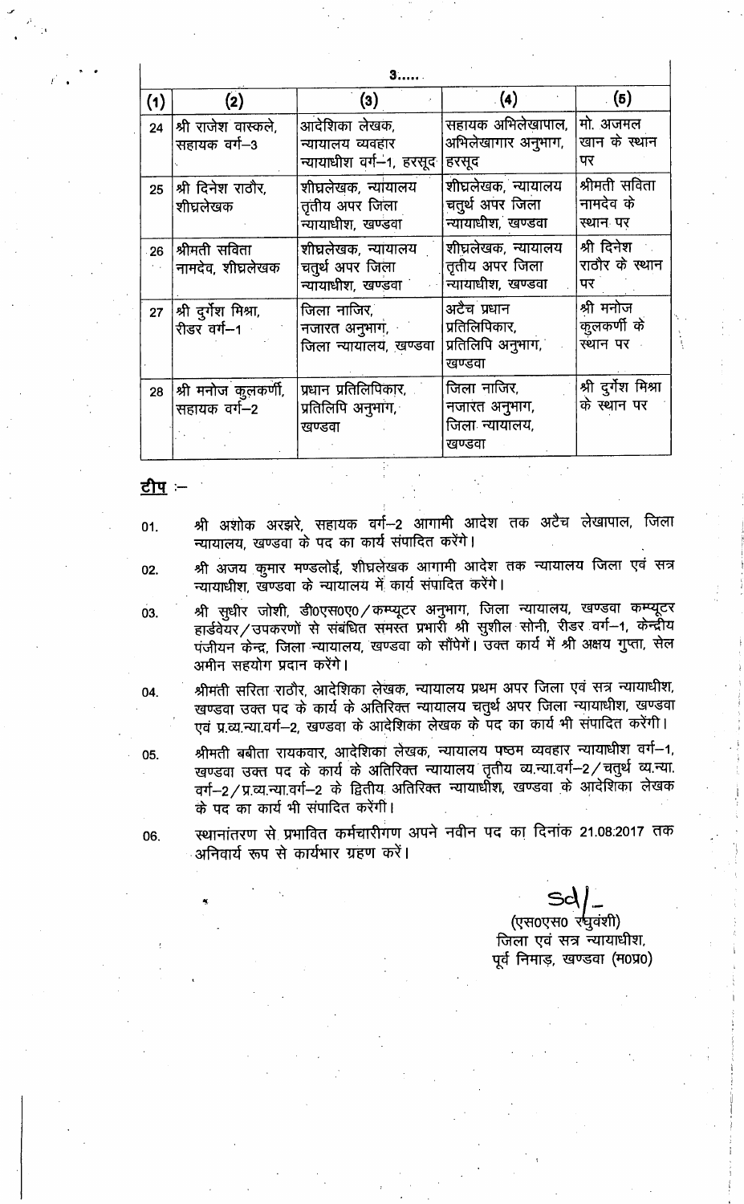| (1) | (2) | (3) | (4) | (5) |
|---|---|---|---|---|
| 24 | श्री राजेश वास्कले, सहायक वर्ग–3 | आदेशिका लेखक, न्यायालय व्यवहार न्यायाधीश वर्ग–1, हरसूद | सहायक अभिलेखापाल, अभिलेखागार अनुभाग, हरसूद | मो. अजमल खान के स्थान पर |
| 25 | श्री दिनेश राठौर, शीघ्रलेखक | शीघ्रलेखक, न्यायालय तृतीय अपर जिला न्यायाधीश, खण्डवा | शीघ्रलेखक, न्यायालय चतुर्थ अपर जिला न्यायाधीश, खण्डवा | श्रीमती सविता नामदेव के स्थान पर |
| 26 | श्रीमती सविता नामदेव, शीघ्रलेखक | शीघ्रलेखक, न्यायालय चतुर्थ अपर जिला न्यायाधीश, खण्डवा | शीघ्रलेखक, न्यायालय तृतीय अपर जिला न्यायाधीश, खण्डवा | श्री दिनेश राठौर के स्थान पर |
| 27 | श्री दुर्गेश मिश्रा, रीडर वर्ग–1 | जिला नाजिर, नजारत अनुभाग, जिला न्यायालय, खण्डवा | अटैच प्रधान प्रतिलिपिकार, प्रतिलिपि अनुभाग, खण्डवा | श्री मनोज कुलकर्णी के स्थान पर |
| 28 | श्री मनोज कुलकर्णी, सहायक वर्ग–2 | प्रधान प्रतिलिपिकार, प्रतिलिपि अनुभाग, खण्डवा | जिला नाजिर, नजारत अनुभाग, जिला न्यायालय, खण्डवा | श्री दुर्गेश मिश्रा के स्थान पर |

**टीप** :–

01. श्री अशोक अरझरे, सहायक वर्ग–2 आगामी आदेश तक अटैच लेखापाल, जिला न्यायालय, खण्डवा के पद का कार्य संपादित करेंगे।

02. श्री अजय कुमार मण्डलोई, शीघ्रलेखक आगामी आदेश तक न्यायालय जिला एवं सत्र न्यायाधीश, खण्डवा के न्यायालय में कार्य संपादित करेंगे।

03. श्री सुधीर जोशी, डी0एस0ए0/कम्प्यूटर अनुभाग, जिला न्यायालय, खण्डवा कम्प्यूटर हार्डवेयर/उपकरणों से संबंधित समस्त प्रभारी श्री सुशील सोनी, रीडर वर्ग–1, केन्द्रीय पंजीयन केन्द्र, जिला न्यायालय, खण्डवा को सौंपेगें। उक्त कार्य में श्री अक्षय गुप्ता, सेल अमीन सहयोग प्रदान करेंगे।

04. श्रीमती सरिता राठौर, आदेशिका लेखक, न्यायालय प्रथम अपर जिला एवं सत्र न्यायाधीश, खण्डवा उक्त पद के कार्य के अतिरिक्त न्यायालय चतुर्थ अपर जिला न्यायाधीश, खण्डवा एवं प्र.व्य.न्या.वर्ग–2, खण्डवा के आदेशिका लेखक के पद का कार्य भी संपादित करेंगी।

05. श्रीमती बबीता रायकवार, आदेशिका लेखक, न्यायालय षष्ठम व्यवहार न्यायाधीश वर्ग–1, खण्डवा उक्त पद के कार्य के अतिरिक्त न्यायालय तृतीय व्य.न्या.वर्ग–2/चतुर्थ व्य.न्या. वर्ग–2/प्र.व्य.न्या.वर्ग–2 के द्वितीय अतिरिक्त न्यायाधीश, खण्डवा के आदेशिका लेखक के पद का कार्य भी संपादित करेंगी।

06. स्थानांतरण से प्रभावित कर्मचारीगण अपने नवीन पद का दिनांक 21.08.2017 तक अनिवार्य रूप से कार्यभार ग्रहण करें।

Sd/-
(एस0एस0 रघुवंशी)
जिला एवं सत्र न्यायाधीश,
पूर्व निमाड़, खण्डवा (म0प्र0)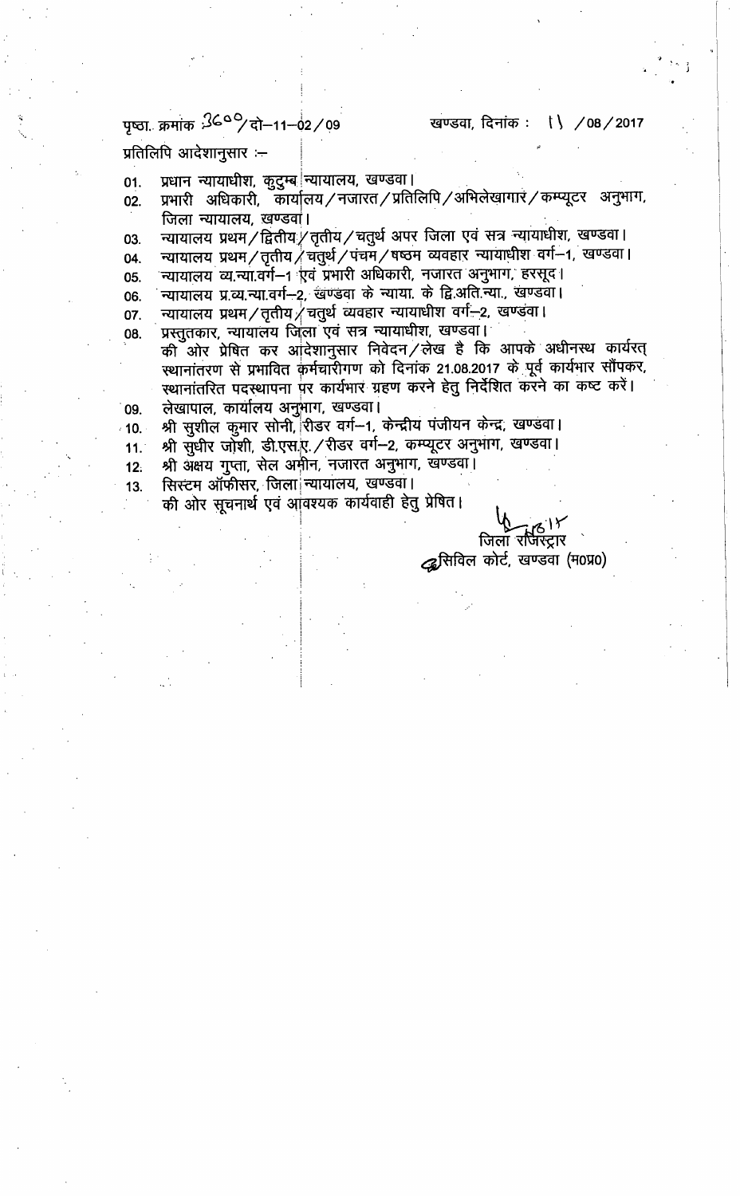पृष्ठा. क्रमांक 3600/दो–11–02/09 खण्डवा, दिनांक : 11 /08/2017

प्रतिलिपि आदेशानुसार :–

01. प्रधान न्यायाधीश, कुटुम्ब न्यायालय, खण्डवा।
02. प्रभारी अधिकारी, कार्यालय/नजारत/प्रतिलिपि/अभिलेखागार/कम्प्यूटर अनुभाग, जिला न्यायालय, खण्डवा।
03. न्यायालय प्रथम/द्वितीय/तृतीय/चतुर्थ अपर जिला एवं सत्र न्यायाधीश, खण्डवा।
04. न्यायालय प्रथम/तृतीय/चतुर्थ/पंचम/षष्ठम व्यवहार न्यायाधीश वर्ग–1, खण्डवा।
05. न्यायालय व्य.न्या.वर्ग–1 एवं प्रभारी अधिकारी, नजारत अनुभाग, हरसूद।
06. न्यायालय प्र.व्य.न्या.वर्ग–2, खण्डवा के न्याया. के द्वि.अति.न्या., खण्डवा।
07. न्यायालय प्रथम/तृतीय/चतुर्थ व्यवहार न्यायाधीश वर्ग–2, खण्डवा।
08. प्रस्तुतकार, न्यायालय जिला एवं सत्र न्यायाधीश, खण्डवा।
    की ओर प्रेषित कर आदेशानुसार निवेदन/लेख है कि आपके अधीनस्थ कार्यरत् स्थानांतरण से प्रभावित कर्मचारीगण को दिनांक 21.08.2017 के पूर्व कार्यभार सौंपकर, स्थानांतरित पदस्थापना पर कार्यभार ग्रहण करने हेतु निर्देशित करने का कष्ट करें।
09. लेखापाल, कार्यालय अनुभाग, खण्डवा।
10. श्री सुशील कुमार सोनी, रीडर वर्ग–1, केन्द्रीय पंजीयन केन्द्र, खण्डवा।
11. श्री सुधीर जोशी, डी.एस.ए./रीडर वर्ग–2, कम्प्यूटर अनुभाग, खण्डवा।
12. श्री अक्षय गुप्ता, सेल अमीन, नजारत अनुभाग, खण्डवा।
13. सिस्टम ऑफीसर, जिला न्यायालय, खण्डवा।
    की ओर सूचनार्थ एवं आवश्यक कार्यवाही हेतु प्रेषित।

जिला रजिस्ट्रार
सिविल कोर्ट, खण्डवा (म0प्र0)